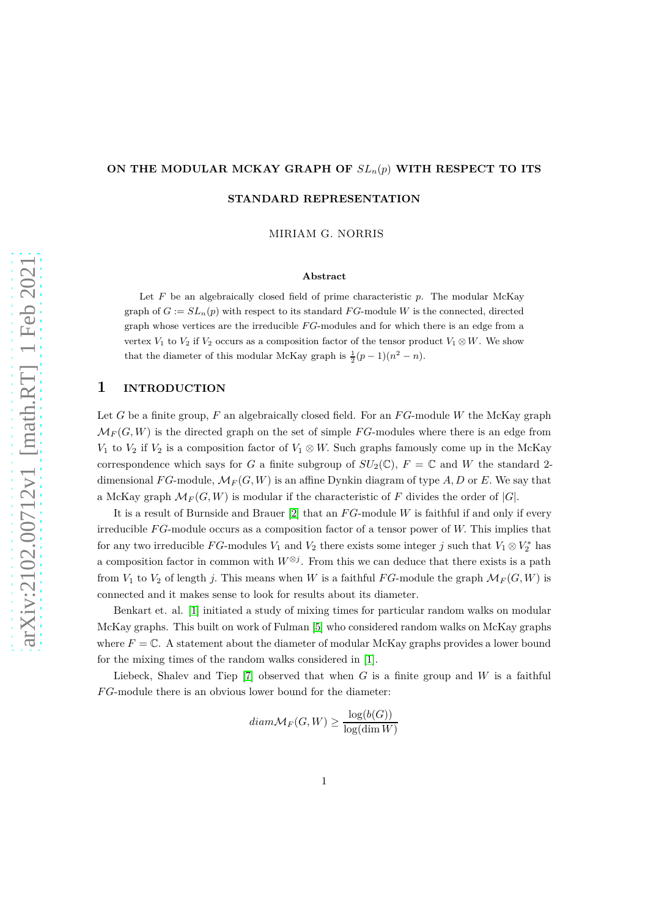# ON THE MODULAR MCKAY GRAPH OF $SL_n(p)$ WITH RESPECT TO ITS STANDARD REPRESENTATION

MIRIAM G. NORRIS

**Abstract**

Let $F$ be an algebraically closed field of prime characteristic $p$. The modular McKay graph of $G := SL_n(p)$ with respect to its standard $FG$-module $W$ is the connected, directed graph whose vertices are the irreducible $FG$-modules and for which there is an edge from a vertex $V_1$ to $V_2$ if $V_2$ occurs as a composition factor of the tensor product $V_1 \otimes W$. We show that the diameter of this modular McKay graph is $\frac{1}{2}(p-1)(n^2-n)$.

## 1 INTRODUCTION

Let $G$ be a finite group, $F$ an algebraically closed field. For an $FG$-module $W$ the McKay graph $\mathcal{M}_F(G, W)$ is the directed graph on the set of simple $FG$-modules where there is an edge from $V_1$ to $V_2$ if $V_2$ is a composition factor of $V_1 \otimes W$. Such graphs famously come up in the McKay correspondence which says for $G$ a finite subgroup of $SU_2(\mathbb{C})$, $F = \mathbb{C}$ and $W$ the standard 2-dimensional $FG$-module, $\mathcal{M}_F(G, W)$ is an affine Dynkin diagram of type $A, D$ or $E$. We say that a McKay graph $\mathcal{M}_F(G, W)$ is modular if the characteristic of $F$ divides the order of $|G|$.

It is a result of Burnside and Brauer [2] that an $FG$-module $W$ is faithful if and only if every irreducible $FG$-module occurs as a composition factor of a tensor power of $W$. This implies that for any two irreducible $FG$-modules $V_1$ and $V_2$ there exists some integer $j$ such that $V_1 \otimes V_2^*$ has a composition factor in common with $W^{\otimes j}$. From this we can deduce that there exists is a path from $V_1$ to $V_2$ of length $j$. This means when $W$ is a faithful $FG$-module the graph $\mathcal{M}_F(G, W)$ is connected and it makes sense to look for results about its diameter.

Benkart et. al. [1] initiated a study of mixing times for particular random walks on modular McKay graphs. This built on work of Fulman [5] who considered random walks on McKay graphs where $F = \mathbb{C}$. A statement about the diameter of modular McKay graphs provides a lower bound for the mixing times of the random walks considered in [1].

Liebeck, Shalev and Tiep [7] observed that when $G$ is a finite group and $W$ is a faithful $FG$-module there is an obvious lower bound for the diameter:

$$diam \mathcal{M}_F(G, W) \geq \frac{\log(b(G))}{\log(\dim W)}$$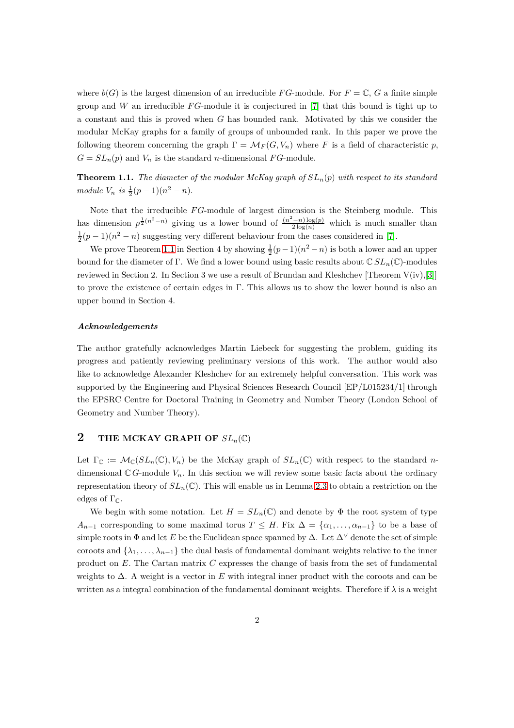where $b(G)$ is the largest dimension of an irreducible $FG$-module. For $F = \mathbb{C}$, $G$ a finite simple group and $W$ an irreducible $FG$-module it is conjectured in [7] that this bound is tight up to a constant and this is proved when $G$ has bounded rank. Motivated by this we consider the modular McKay graphs for a family of groups of unbounded rank. In this paper we prove the following theorem concerning the graph $\Gamma = \mathcal{M}_F(G, V_n)$ where $F$ is a field of characteristic $p$, $G = SL_n(p)$ and $V_n$ is the standard $n$-dimensional $FG$-module.

**Theorem 1.1.** *The diameter of the modular McKay graph of $SL_n(p)$ with respect to its standard module $V_n$ is $\frac{1}{2}(p-1)(n^2-n)$.*

Note that the irreducible $FG$-module of largest dimension is the Steinberg module. This has dimension $p^{\frac{1}{2}(n^2-n)}$ giving us a lower bound of $\frac{(n^2-n)\log(p)}{2\log(n)}$ which is much smaller than $\frac{1}{2}(p-1)(n^2-n)$ suggesting very different behaviour from the cases considered in [7].

We prove Theorem 1.1 in Section 4 by showing $\frac{1}{2}(p-1)(n^2-n)$ is both a lower and an upper bound for the diameter of $\Gamma$. We find a lower bound using basic results about $\mathbb{C}\,SL_n(\mathbb{C})$-modules reviewed in Section 2. In Section 3 we use a result of Brundan and Kleshchev [Theorem V(iv),[3]] to prove the existence of certain edges in $\Gamma$. This allows us to show the lower bound is also an upper bound in Section 4.

#### *Acknowledgements*

The author gratefully acknowledges Martin Liebeck for suggesting the problem, guiding its progress and patiently reviewing preliminary versions of this work. The author would also like to acknowledge Alexander Kleshchev for an extremely helpful conversation. This work was supported by the Engineering and Physical Sciences Research Council [EP/L015234/1] through the EPSRC Centre for Doctoral Training in Geometry and Number Theory (London School of Geometry and Number Theory).

## 2 THE MCKAY GRAPH OF $SL_n(\mathbb{C})$

Let $\Gamma_{\mathbb{C}} := \mathcal{M}_{\mathbb{C}}(SL_n(\mathbb{C}), V_n)$ be the McKay graph of $SL_n(\mathbb{C})$ with respect to the standard $n$-dimensional $\mathbb{C}G$-module $V_n$. In this section we will review some basic facts about the ordinary representation theory of $SL_n(\mathbb{C})$. This will enable us in Lemma 2.3 to obtain a restriction on the edges of $\Gamma_{\mathbb{C}}$.

We begin with some notation. Let $H = SL_n(\mathbb{C})$ and denote by $\Phi$ the root system of type $A_{n-1}$ corresponding to some maximal torus $T \leq H$. Fix $\Delta = \{\alpha_1, \ldots, \alpha_{n-1}\}$ to be a base of simple roots in $\Phi$ and let $E$ be the Euclidean space spanned by $\Delta$. Let $\Delta^\vee$ denote the set of simple coroots and $\{\lambda_1, \ldots, \lambda_{n-1}\}$ the dual basis of fundamental dominant weights relative to the inner product on $E$. The Cartan matrix $C$ expresses the change of basis from the set of fundamental weights to $\Delta$. A weight is a vector in $E$ with integral inner product with the coroots and can be written as a integral combination of the fundamental dominant weights. Therefore if $\lambda$ is a weight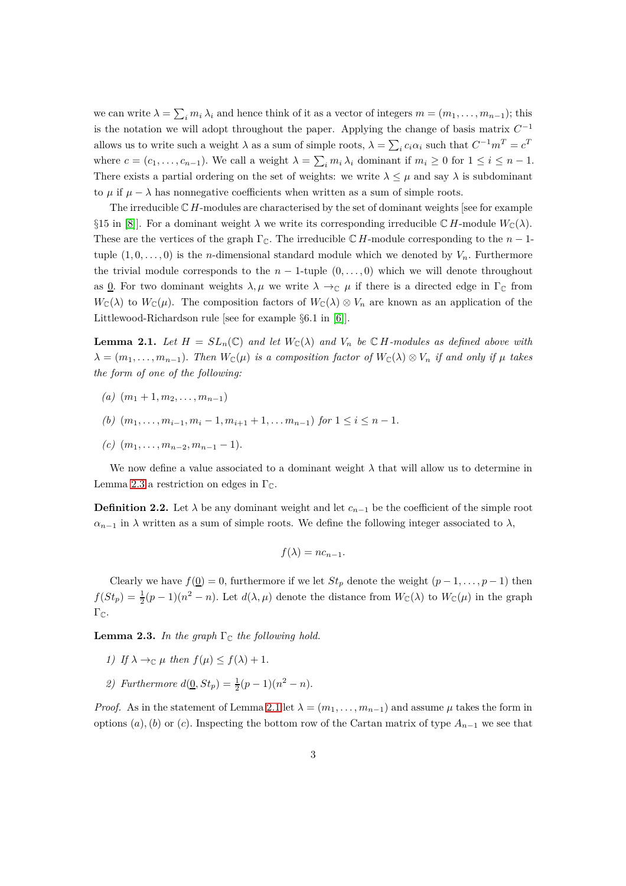we can write $\lambda = \sum_i m_i \lambda_i$ and hence think of it as a vector of integers $m = (m_1, \ldots, m_{n-1})$; this is the notation we will adopt throughout the paper. Applying the change of basis matrix $C^{-1}$ allows us to write such a weight $\lambda$ as a sum of simple roots, $\lambda = \sum_i c_i \alpha_i$ such that $C^{-1} m^T = c^T$ where $c = (c_1, \ldots, c_{n-1})$. We call a weight $\lambda = \sum_i m_i \lambda_i$ dominant if $m_i \geq 0$ for $1 \leq i \leq n-1$. There exists a partial ordering on the set of weights: we write $\lambda \leq \mu$ and say $\lambda$ is subdominant to $\mu$ if $\mu - \lambda$ has nonnegative coefficients when written as a sum of simple roots.

The irreducible $\mathbb{C}\,H$-modules are characterised by the set of dominant weights [see for example §15 in [8]]. For a dominant weight $\lambda$ we write its corresponding irreducible $\mathbb{C}\,H$-module $W_{\mathbb{C}}(\lambda)$. These are the vertices of the graph $\Gamma_{\mathbb{C}}$. The irreducible $\mathbb{C}\,H$-module corresponding to the $n-1$-tuple $(1, 0, \ldots, 0)$ is the $n$-dimensional standard module which we denoted by $V_n$. Furthermore the trivial module corresponds to the $n-1$-tuple $(0, \ldots, 0)$ which we will denote throughout as $\underline{0}$. For two dominant weights $\lambda, \mu$ we write $\lambda \to_{\mathbb{C}} \mu$ if there is a directed edge in $\Gamma_{\mathbb{C}}$ from $W_{\mathbb{C}}(\lambda)$ to $W_{\mathbb{C}}(\mu)$. The composition factors of $W_{\mathbb{C}}(\lambda) \otimes V_n$ are known as an application of the Littlewood-Richardson rule [see for example §6.1 in [6]].

**Lemma 2.1.** *Let $H = SL_n(\mathbb{C})$ and let $W_{\mathbb{C}}(\lambda)$ and $V_n$ be $\mathbb{C}\,H$-modules as defined above with $\lambda = (m_1, \ldots, m_{n-1})$. Then $W_{\mathbb{C}}(\mu)$ is a composition factor of $W_{\mathbb{C}}(\lambda) \otimes V_n$ if and only if $\mu$ takes the form of one of the following:*

*(a)* $(m_1 + 1, m_2, \ldots, m_{n-1})$

*(b)* $(m_1, \ldots, m_{i-1}, m_i - 1, m_{i+1} + 1, \ldots m_{n-1})$ *for* $1 \leq i \leq n-1$.

*(c)* $(m_1, \ldots, m_{n-2}, m_{n-1} - 1)$.

We now define a value associated to a dominant weight $\lambda$ that will allow us to determine in Lemma 2.3 a restriction on edges in $\Gamma_{\mathbb{C}}$.

**Definition 2.2.** Let $\lambda$ be any dominant weight and let $c_{n-1}$ be the coefficient of the simple root $\alpha_{n-1}$ in $\lambda$ written as a sum of simple roots. We define the following integer associated to $\lambda$,

$$f(\lambda) = nc_{n-1}.$$

Clearly we have $f(\underline{0}) = 0$, furthermore if we let $St_p$ denote the weight $(p-1, \ldots, p-1)$ then $f(St_p) = \frac{1}{2}(p-1)(n^2 - n)$. Let $d(\lambda, \mu)$ denote the distance from $W_{\mathbb{C}}(\lambda)$ to $W_{\mathbb{C}}(\mu)$ in the graph $\Gamma_{\mathbb{C}}$.

**Lemma 2.3.** *In the graph $\Gamma_{\mathbb{C}}$ the following hold.*

*1) If $\lambda \to_{\mathbb{C}} \mu$ then $f(\mu) \leq f(\lambda) + 1$.*

*2) Furthermore $d(\underline{0}, St_p) = \frac{1}{2}(p-1)(n^2 - n)$.*

*Proof.* As in the statement of Lemma 2.1 let $\lambda = (m_1, \ldots, m_{n-1})$ and assume $\mu$ takes the form in options $(a), (b)$ or $(c)$. Inspecting the bottom row of the Cartan matrix of type $A_{n-1}$ we see that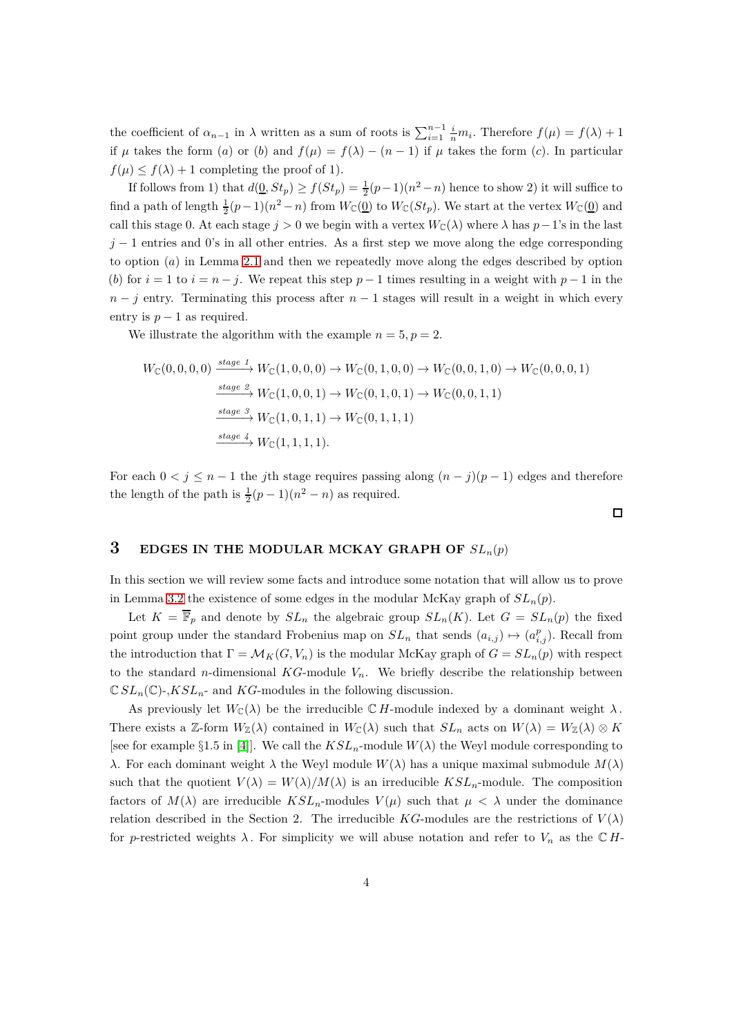the coefficient of $\alpha_{n-1}$ in $\lambda$ written as a sum of roots is $\sum_{i=1}^{n-1} \frac{i}{n} m_i$. Therefore $f(\mu) = f(\lambda) + 1$ if $\mu$ takes the form $(a)$ or $(b)$ and $f(\mu) = f(\lambda) - (n-1)$ if $\mu$ takes the form $(c)$. In particular $f(\mu) \leq f(\lambda) + 1$ completing the proof of 1).

If follows from 1) that $d(\underline{0}, St_p) \geq f(St_p) = \frac{1}{2}(p-1)(n^2 - n)$ hence to show 2) it will suffice to find a path of length $\frac{1}{2}(p-1)(n^2-n)$ from $W_{\mathbb{C}}(\underline{0})$ to $W_{\mathbb{C}}(St_p)$. We start at the vertex $W_{\mathbb{C}}(\underline{0})$ and call this stage 0. At each stage $j > 0$ we begin with a vertex $W_{\mathbb{C}}(\lambda)$ where $\lambda$ has $p-1$'s in the last $j-1$ entries and 0's in all other entries. As a first step we move along the edge corresponding to option $(a)$ in Lemma 2.1 and then we repeatedly move along the edges described by option $(b)$ for $i = 1$ to $i = n-j$. We repeat this step $p-1$ times resulting in a weight with $p-1$ in the $n-j$ entry. Terminating this process after $n-1$ stages will result in a weight in which every entry is $p-1$ as required.

We illustrate the algorithm with the example $n = 5, p = 2$.

$$
\begin{aligned}
W_{\mathbb{C}}(0,0,0,0) &\xrightarrow{\text{stage 1}} W_{\mathbb{C}}(1,0,0,0) \to W_{\mathbb{C}}(0,1,0,0) \to W_{\mathbb{C}}(0,0,1,0) \to W_{\mathbb{C}}(0,0,0,1) \\
&\xrightarrow{\text{stage 2}} W_{\mathbb{C}}(1,0,0,1) \to W_{\mathbb{C}}(0,1,0,1) \to W_{\mathbb{C}}(0,0,1,1) \\
&\xrightarrow{\text{stage 3}} W_{\mathbb{C}}(1,0,1,1) \to W_{\mathbb{C}}(0,1,1,1) \\
&\xrightarrow{\text{stage 4}} W_{\mathbb{C}}(1,1,1,1).
\end{aligned}
$$

For each $0 < j \leq n-1$ the $j$th stage requires passing along $(n-j)(p-1)$ edges and therefore the length of the path is $\frac{1}{2}(p-1)(n^2-n)$ as required.

□

## 3 EDGES IN THE MODULAR MCKAY GRAPH OF $SL_n(p)$

In this section we will review some facts and introduce some notation that will allow us to prove in Lemma 3.2 the existence of some edges in the modular McKay graph of $SL_n(p)$.

Let $K = \overline{\mathbb{F}}_p$ and denote by $SL_n$ the algebraic group $SL_n(K)$. Let $G = SL_n(p)$ the fixed point group under the standard Frobenius map on $SL_n$ that sends $(a_{i,j}) \mapsto (a_{i,j}^p)$. Recall from the introduction that $\Gamma = \mathcal{M}_K(G, V_n)$ is the modular McKay graph of $G = SL_n(p)$ with respect to the standard $n$-dimensional $KG$-module $V_n$. We briefly describe the relationship between $\mathbb{C}\,SL_n(\mathbb{C})$-,$KSL_n$- and $KG$-modules in the following discussion.

As previously let $W_{\mathbb{C}}(\lambda)$ be the irreducible $\mathbb{C}\,H$-module indexed by a dominant weight $\lambda$. There exists a $\mathbb{Z}$-form $W_{\mathbb{Z}}(\lambda)$ contained in $W_{\mathbb{C}}(\lambda)$ such that $SL_n$ acts on $W(\lambda) = W_{\mathbb{Z}}(\lambda) \otimes K$ [see for example §1.5 in [4]]. We call the $KSL_n$-module $W(\lambda)$ the Weyl module corresponding to $\lambda$. For each dominant weight $\lambda$ the Weyl module $W(\lambda)$ has a unique maximal submodule $M(\lambda)$ such that the quotient $V(\lambda) = W(\lambda)/M(\lambda)$ is an irreducible $KSL_n$-module. The composition factors of $M(\lambda)$ are irreducible $KSL_n$-modules $V(\mu)$ such that $\mu < \lambda$ under the dominance relation described in the Section 2. The irreducible $KG$-modules are the restrictions of $V(\lambda)$ for $p$-restricted weights $\lambda$. For simplicity we will abuse notation and refer to $V_n$ as the $\mathbb{C}\,H$-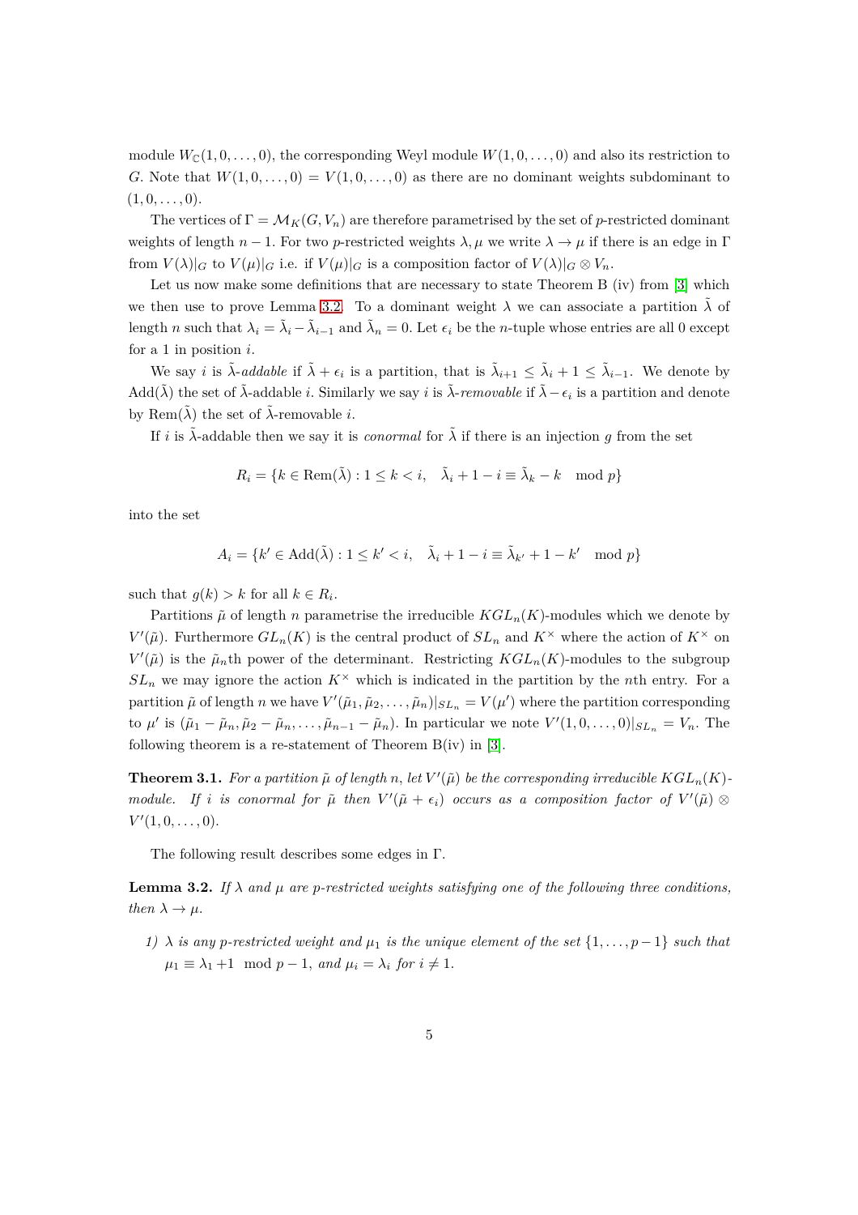module $W_{\mathbb{C}}(1,0,\ldots,0)$, the corresponding Weyl module $W(1,0,\ldots,0)$ and also its restriction to $G$. Note that $W(1,0,\ldots,0) = V(1,0,\ldots,0)$ as there are no dominant weights subdominant to $(1,0,\ldots,0)$.

The vertices of $\Gamma = \mathcal{M}_K(G,V_n)$ are therefore parametrised by the set of $p$-restricted dominant weights of length $n-1$. For two $p$-restricted weights $\lambda,\mu$ we write $\lambda \to \mu$ if there is an edge in $\Gamma$ from $V(\lambda)|_G$ to $V(\mu)|_G$ i.e. if $V(\mu)|_G$ is a composition factor of $V(\lambda)|_G \otimes V_n$.

Let us now make some definitions that are necessary to state Theorem B (iv) from [3] which we then use to prove Lemma 3.2. To a dominant weight $\lambda$ we can associate a partition $\tilde{\lambda}$ of length $n$ such that $\lambda_i = \tilde{\lambda}_i - \tilde{\lambda}_{i-1}$ and $\tilde{\lambda}_n = 0$. Let $\epsilon_i$ be the $n$-tuple whose entries are all 0 except for a 1 in position $i$.

We say $i$ is $\tilde{\lambda}$-*addable* if $\tilde{\lambda} + \epsilon_i$ is a partition, that is $\tilde{\lambda}_{i+1} \leq \tilde{\lambda}_i + 1 \leq \tilde{\lambda}_{i-1}$. We denote by $\mathrm{Add}(\tilde{\lambda})$ the set of $\tilde{\lambda}$-addable $i$. Similarly we say $i$ is $\tilde{\lambda}$-*removable* if $\tilde{\lambda} - \epsilon_i$ is a partition and denote by $\mathrm{Rem}(\tilde{\lambda})$ the set of $\tilde{\lambda}$-removable $i$.

If $i$ is $\tilde{\lambda}$-addable then we say it is *conormal* for $\tilde{\lambda}$ if there is an injection $g$ from the set

$$R_i = \{k \in \mathrm{Rem}(\tilde{\lambda}) : 1 \leq k < i, \quad \tilde{\lambda}_i + 1 - i \equiv \tilde{\lambda}_k - k \mod p\}$$

into the set

$$A_i = \{k' \in \mathrm{Add}(\tilde{\lambda}) : 1 \leq k' < i, \quad \tilde{\lambda}_i + 1 - i \equiv \tilde{\lambda}_{k'} + 1 - k' \mod p\}$$

such that $g(k) > k$ for all $k \in R_i$.

Partitions $\tilde{\mu}$ of length $n$ parametrise the irreducible $KGL_n(K)$-modules which we denote by $V'(\tilde{\mu})$. Furthermore $GL_n(K)$ is the central product of $SL_n$ and $K^\times$ where the action of $K^\times$ on $V'(\tilde{\mu})$ is the $\tilde{\mu}_n$th power of the determinant. Restricting $KGL_n(K)$-modules to the subgroup $SL_n$ we may ignore the action $K^\times$ which is indicated in the partition by the $n$th entry. For a partition $\tilde{\mu}$ of length $n$ we have $V'(\tilde{\mu}_1,\tilde{\mu}_2,\ldots,\tilde{\mu}_n)|_{SL_n} = V(\mu')$ where the partition corresponding to $\mu'$ is $(\tilde{\mu}_1 - \tilde{\mu}_n, \tilde{\mu}_2 - \tilde{\mu}_n, \ldots, \tilde{\mu}_{n-1} - \tilde{\mu}_n)$. In particular we note $V'(1,0,\ldots,0)|_{SL_n} = V_n$. The following theorem is a re-statement of Theorem B(iv) in [3].

**Theorem 3.1.** *For a partition $\tilde{\mu}$ of length $n$, let $V'(\tilde{\mu})$ be the corresponding irreducible $KGL_n(K)$-module. If $i$ is conormal for $\tilde{\mu}$ then $V'(\tilde{\mu} + \epsilon_i)$ occurs as a composition factor of $V'(\tilde{\mu}) \otimes V'(1,0,\ldots,0)$.*

The following result describes some edges in $\Gamma$.

**Lemma 3.2.** *If $\lambda$ and $\mu$ are $p$-restricted weights satisfying one of the following three conditions, then $\lambda \to \mu$.*

1) *$\lambda$ is any $p$-restricted weight and $\mu_1$ is the unique element of the set $\{1,\ldots,p-1\}$ such that $\mu_1 \equiv \lambda_1 + 1 \mod p-1$, and $\mu_i = \lambda_i$ for $i \neq 1$.*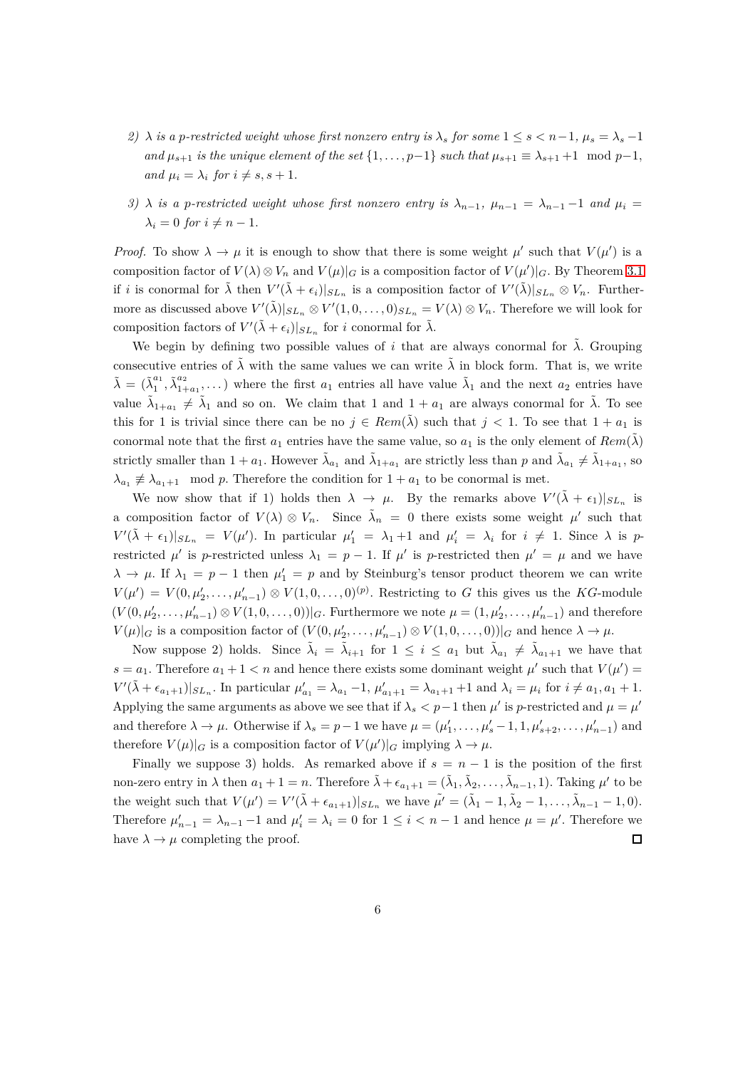2) *$\lambda$ is a p-restricted weight whose first nonzero entry is $\lambda_s$ for some $1 \leq s < n-1$, $\mu_s = \lambda_s - 1$ and $\mu_{s+1}$ is the unique element of the set $\{1, \ldots, p-1\}$ such that $\mu_{s+1} \equiv \lambda_{s+1} + 1 \mod p-1$, and $\mu_i = \lambda_i$ for $i \neq s, s+1$.*

3) *$\lambda$ is a p-restricted weight whose first nonzero entry is $\lambda_{n-1}$, $\mu_{n-1} = \lambda_{n-1} - 1$ and $\mu_i = \lambda_i = 0$ for $i \neq n-1$.*

*Proof.* To show $\lambda \to \mu$ it is enough to show that there is some weight $\mu'$ such that $V(\mu')$ is a composition factor of $V(\lambda) \otimes V_n$ and $V(\mu)|_G$ is a composition factor of $V(\mu')|_G$. By Theorem 3.1 if $i$ is conormal for $\tilde{\lambda}$ then $V'(\tilde{\lambda} + \epsilon_i)|_{SL_n}$ is a composition factor of $V'(\tilde{\lambda})|_{SL_n} \otimes V_n$. Furthermore as discussed above $V'(\tilde{\lambda})|_{SL_n} \otimes V'(1, 0, \ldots, 0)_{SL_n} = V(\lambda) \otimes V_n$. Therefore we will look for composition factors of $V'(\tilde{\lambda} + \epsilon_i)|_{SL_n}$ for $i$ conormal for $\tilde{\lambda}$.

We begin by defining two possible values of $i$ that are always conormal for $\tilde{\lambda}$. Grouping consecutive entries of $\tilde{\lambda}$ with the same values we can write $\tilde{\lambda}$ in block form. That is, we write $\tilde{\lambda} = (\tilde{\lambda}_1^{a_1}, \tilde{\lambda}_{1+a_1}^{a_2}, \ldots)$ where the first $a_1$ entries all have value $\tilde{\lambda}_1$ and the next $a_2$ entries have value $\tilde{\lambda}_{1+a_1} \neq \tilde{\lambda}_1$ and so on. We claim that 1 and $1 + a_1$ are always conormal for $\tilde{\lambda}$. To see this for 1 is trivial since there can be no $j \in Rem(\tilde{\lambda})$ such that $j < 1$. To see that $1 + a_1$ is conormal note that the first $a_1$ entries have the same value, so $a_1$ is the only element of $Rem(\tilde{\lambda})$ strictly smaller than $1 + a_1$. However $\tilde{\lambda}_{a_1}$ and $\tilde{\lambda}_{1+a_1}$ are strictly less than $p$ and $\tilde{\lambda}_{a_1} \neq \tilde{\lambda}_{1+a_1}$, so $\lambda_{a_1} \not\equiv \lambda_{a_1+1} \mod p$. Therefore the condition for $1 + a_1$ to be conormal is met.

We now show that if 1) holds then $\lambda \to \mu$. By the remarks above $V'(\tilde{\lambda} + \epsilon_1)|_{SL_n}$ is a composition factor of $V(\lambda) \otimes V_n$. Since $\tilde{\lambda}_n = 0$ there exists some weight $\mu'$ such that $V'(\tilde{\lambda} + \epsilon_1)|_{SL_n} = V(\mu')$. In particular $\mu'_1 = \lambda_1 + 1$ and $\mu'_i = \lambda_i$ for $i \neq 1$. Since $\lambda$ is $p$-restricted $\mu'$ is $p$-restricted unless $\lambda_1 = p - 1$. If $\mu'$ is $p$-restricted then $\mu' = \mu$ and we have $\lambda \to \mu$. If $\lambda_1 = p - 1$ then $\mu'_1 = p$ and by Steinburg's tensor product theorem we can write $V(\mu') = V(0, \mu'_2, \ldots, \mu'_{n-1}) \otimes V(1, 0, \ldots, 0)^{(p)}$. Restricting to $G$ this gives us the $KG$-module $(V(0, \mu'_2, \ldots, \mu'_{n-1}) \otimes V(1, 0, \ldots, 0))|_G$. Furthermore we note $\mu = (1, \mu'_2, \ldots, \mu'_{n-1})$ and therefore $V(\mu)|_G$ is a composition factor of $(V(0, \mu'_2, \ldots, \mu'_{n-1}) \otimes V(1, 0, \ldots, 0))|_G$ and hence $\lambda \to \mu$.

Now suppose 2) holds. Since $\tilde{\lambda}_i = \tilde{\lambda}_{i+1}$ for $1 \leq i \leq a_1$ but $\tilde{\lambda}_{a_1} \neq \tilde{\lambda}_{a_1+1}$ we have that $s = a_1$. Therefore $a_1 + 1 < n$ and hence there exists some dominant weight $\mu'$ such that $V(\mu') = V'(\tilde{\lambda} + \epsilon_{a_1+1})|_{SL_n}$. In particular $\mu'_{a_1} = \lambda_{a_1} - 1$, $\mu'_{a_1+1} = \lambda_{a_1+1} + 1$ and $\lambda_i = \mu_i$ for $i \neq a_1, a_1 + 1$. Applying the same arguments as above we see that if $\lambda_s < p-1$ then $\mu'$ is $p$-restricted and $\mu = \mu'$ and therefore $\lambda \to \mu$. Otherwise if $\lambda_s = p - 1$ we have $\mu = (\mu'_1, \ldots, \mu'_s - 1, 1, \mu'_{s+2}, \ldots, \mu'_{n-1})$ and therefore $V(\mu)|_G$ is a composition factor of $V(\mu')|_G$ implying $\lambda \to \mu$.

Finally we suppose 3) holds. As remarked above if $s = n - 1$ is the position of the first non-zero entry in $\lambda$ then $a_1 + 1 = n$. Therefore $\tilde{\lambda} + \epsilon_{a_1+1} = (\tilde{\lambda}_1, \tilde{\lambda}_2, \ldots, \tilde{\lambda}_{n-1}, 1)$. Taking $\mu'$ to be the weight such that $V(\mu') = V'(\tilde{\lambda} + \epsilon_{a_1+1})|_{SL_n}$ we have $\tilde{\mu'} = (\tilde{\lambda}_1 - 1, \tilde{\lambda}_2 - 1, \ldots, \tilde{\lambda}_{n-1} - 1, 0)$. Therefore $\mu'_{n-1} = \lambda_{n-1} - 1$ and $\mu'_i = \lambda_i = 0$ for $1 \leq i < n - 1$ and hence $\mu = \mu'$. Therefore we have $\lambda \to \mu$ completing the proof. $\square$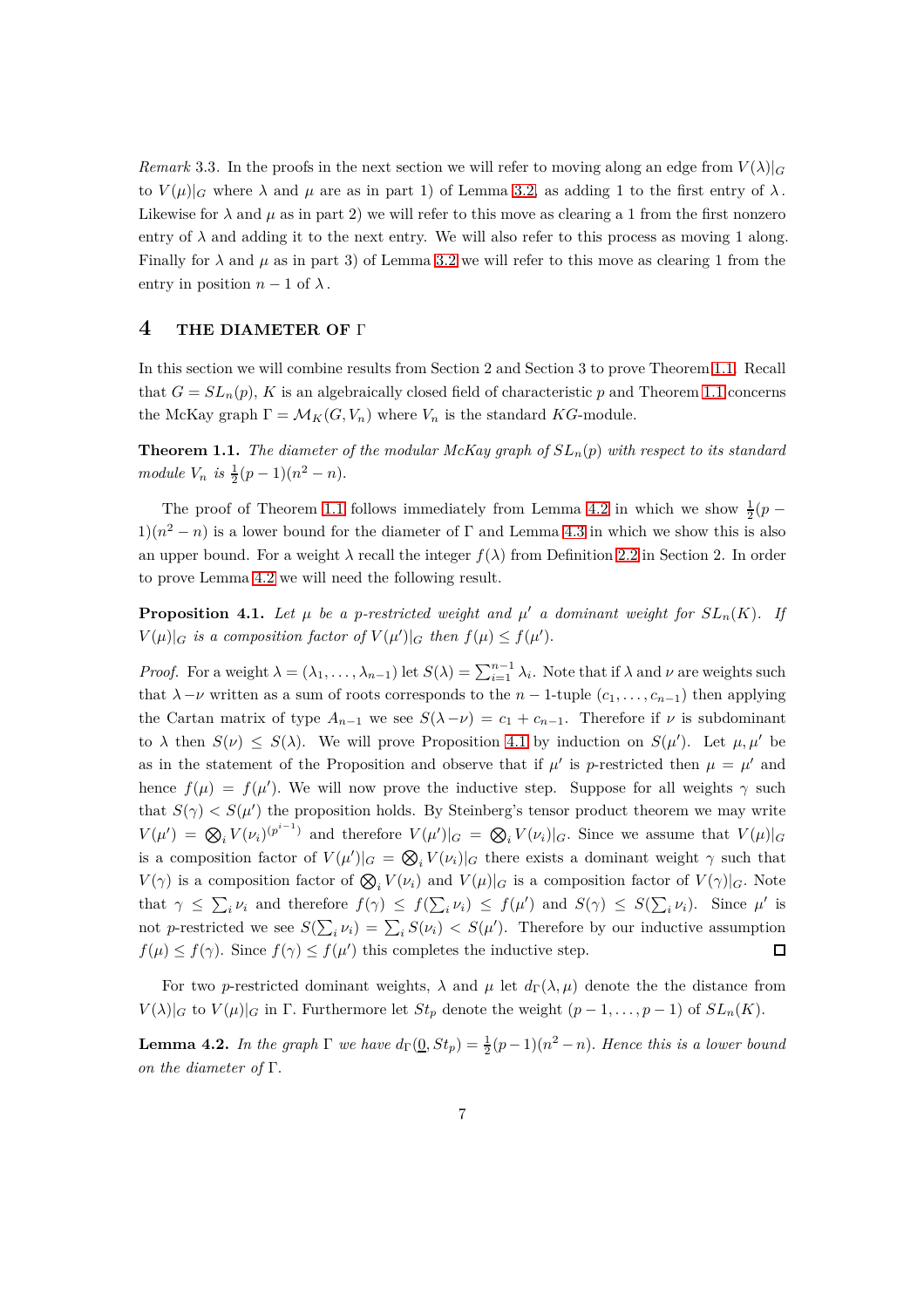*Remark* 3.3. In the proofs in the next section we will refer to moving along an edge from $V(\lambda)|_G$ to $V(\mu)|_G$ where $\lambda$ and $\mu$ are as in part 1) of Lemma 3.2, as adding 1 to the first entry of $\lambda$. Likewise for $\lambda$ and $\mu$ as in part 2) we will refer to this move as clearing a 1 from the first nonzero entry of $\lambda$ and adding it to the next entry. We will also refer to this process as moving 1 along. Finally for $\lambda$ and $\mu$ as in part 3) of Lemma 3.2 we will refer to this move as clearing 1 from the entry in position $n-1$ of $\lambda$.

## 4 THE DIAMETER OF Γ

In this section we will combine results from Section 2 and Section 3 to prove Theorem 1.1. Recall that $G = SL_n(p)$, $K$ is an algebraically closed field of characteristic $p$ and Theorem 1.1 concerns the McKay graph $\Gamma = \mathcal{M}_K(G, V_n)$ where $V_n$ is the standard $KG$-module.

**Theorem 1.1.** *The diameter of the modular McKay graph of $SL_n(p)$ with respect to its standard module $V_n$ is $\frac{1}{2}(p-1)(n^2-n)$.*

The proof of Theorem 1.1 follows immediately from Lemma 4.2 in which we show $\frac{1}{2}(p-1)(n^2-n)$ is a lower bound for the diameter of $\Gamma$ and Lemma 4.3 in which we show this is also an upper bound. For a weight $\lambda$ recall the integer $f(\lambda)$ from Definition 2.2 in Section 2. In order to prove Lemma 4.2 we will need the following result.

**Proposition 4.1.** *Let $\mu$ be a $p$-restricted weight and $\mu'$ a dominant weight for $SL_n(K)$. If $V(\mu)|_G$ is a composition factor of $V(\mu')|_G$ then $f(\mu) \leq f(\mu')$.*

*Proof.* For a weight $\lambda = (\lambda_1, \ldots, \lambda_{n-1})$ let $S(\lambda) = \sum_{i=1}^{n-1} \lambda_i$. Note that if $\lambda$ and $\nu$ are weights such that $\lambda - \nu$ written as a sum of roots corresponds to the $n-1$-tuple $(c_1, \ldots, c_{n-1})$ then applying the Cartan matrix of type $A_{n-1}$ we see $S(\lambda - \nu) = c_1 + c_{n-1}$. Therefore if $\nu$ is subdominant to $\lambda$ then $S(\nu) \leq S(\lambda)$. We will prove Proposition 4.1 by induction on $S(\mu')$. Let $\mu, \mu'$ be as in the statement of the Proposition and observe that if $\mu'$ is $p$-restricted then $\mu = \mu'$ and hence $f(\mu) = f(\mu')$. We will now prove the inductive step. Suppose for all weights $\gamma$ such that $S(\gamma) < S(\mu')$ the proposition holds. By Steinberg's tensor product theorem we may write $V(\mu') = \bigotimes_i V(\nu_i)^{(p^{i-1})}$ and therefore $V(\mu')|_G = \bigotimes_i V(\nu_i)|_G$. Since we assume that $V(\mu)|_G$ is a composition factor of $V(\mu')|_G = \bigotimes_i V(\nu_i)|_G$ there exists a dominant weight $\gamma$ such that $V(\gamma)$ is a composition factor of $\bigotimes_i V(\nu_i)$ and $V(\mu)|_G$ is a composition factor of $V(\gamma)|_G$. Note that $\gamma \leq \sum_i \nu_i$ and therefore $f(\gamma) \leq f(\sum_i \nu_i) \leq f(\mu')$ and $S(\gamma) \leq S(\sum_i \nu_i)$. Since $\mu'$ is not $p$-restricted we see $S(\sum_i \nu_i) = \sum_i S(\nu_i) < S(\mu')$. Therefore by our inductive assumption $f(\mu) \leq f(\gamma)$. Since $f(\gamma) \leq f(\mu')$ this completes the inductive step. ☐

For two $p$-restricted dominant weights, $\lambda$ and $\mu$ let $d_\Gamma(\lambda, \mu)$ denote the the distance from $V(\lambda)|_G$ to $V(\mu)|_G$ in $\Gamma$. Furthermore let $St_p$ denote the weight $(p-1, \ldots, p-1)$ of $SL_n(K)$.

**Lemma 4.2.** *In the graph $\Gamma$ we have $d_\Gamma(\underline{0}, St_p) = \frac{1}{2}(p-1)(n^2-n)$. Hence this is a lower bound on the diameter of $\Gamma$.*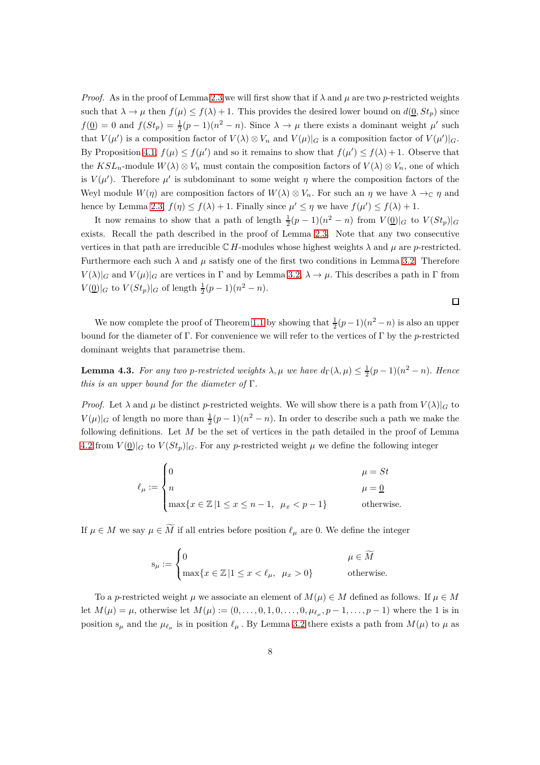*Proof.* As in the proof of Lemma 2.3 we will first show that if $\lambda$ and $\mu$ are two $p$-restricted weights such that $\lambda \to \mu$ then $f(\mu) \leq f(\lambda)+1$. This provides the desired lower bound on $d(\underline{0}, St_p)$ since $f(\underline{0}) = 0$ and $f(St_p) = \frac{1}{2}(p-1)(n^2-n)$. Since $\lambda \to \mu$ there exists a dominant weight $\mu'$ such that $V(\mu')$ is a composition factor of $V(\lambda) \otimes V_n$ and $V(\mu)|_G$ is a composition factor of $V(\mu')|_G$. By Proposition 4.1, $f(\mu) \leq f(\mu')$ and so it remains to show that $f(\mu') \leq f(\lambda)+1$. Observe that the $KSL_n$-module $W(\lambda) \otimes V_n$ must contain the composition factors of $V(\lambda) \otimes V_n$, one of which is $V(\mu')$. Therefore $\mu'$ is subdominant to some weight $\eta$ where the composition factors of the Weyl module $W(\eta)$ are composition factors of $W(\lambda) \otimes V_n$. For such an $\eta$ we have $\lambda \to_{\mathbb{C}} \eta$ and hence by Lemma 2.3, $f(\eta) \leq f(\lambda)+1$. Finally since $\mu' \leq \eta$ we have $f(\mu') \leq f(\lambda)+1$.

It now remains to show that a path of length $\frac{1}{2}(p-1)(n^2-n)$ from $V(\underline{0})|_G$ to $V(St_p)|_G$ exists. Recall the path described in the proof of Lemma 2.3. Note that any two consecutive vertices in that path are irreducible $\mathbb{C}\,H$-modules whose highest weights $\lambda$ and $\mu$ are $p$-restricted. Furthermore each such $\lambda$ and $\mu$ satisfy one of the first two conditions in Lemma 3.2. Therefore $V(\lambda)|_G$ and $V(\mu)|_G$ are vertices in $\Gamma$ and by Lemma 3.2, $\lambda \to \mu$. This describes a path in $\Gamma$ from $V(\underline{0})|_G$ to $V(St_p)|_G$ of length $\frac{1}{2}(p-1)(n^2-n)$.

□

We now complete the proof of Theorem 1.1 by showing that $\frac{1}{2}(p-1)(n^2-n)$ is also an upper bound for the diameter of $\Gamma$. For convenience we will refer to the vertices of $\Gamma$ by the $p$-restricted dominant weights that parametrise them.

**Lemma 4.3.** *For any two $p$-restricted weights $\lambda, \mu$ we have $d_\Gamma(\lambda,\mu) \leq \frac{1}{2}(p-1)(n^2-n)$. Hence this is an upper bound for the diameter of $\Gamma$.*

*Proof.* Let $\lambda$ and $\mu$ be distinct $p$-restricted weights. We will show there is a path from $V(\lambda)|_G$ to $V(\mu)|_G$ of length no more than $\frac{1}{2}(p-1)(n^2-n)$. In order to describe such a path we make the following definitions. Let $M$ be the set of vertices in the path detailed in the proof of Lemma 4.2 from $V(\underline{0})|_G$ to $V(St_p)|_G$. For any $p$-restricted weight $\mu$ we define the following integer

$$\ell_\mu := \begin{cases} 0 & \mu = St \\ n & \mu = \underline{0} \\ \max\{x \in \mathbb{Z}\,|\, 1 \leq x \leq n-1,\ \ \mu_x < p-1\} & \text{otherwise.} \end{cases}$$

If $\mu \in M$ we say $\mu \in \widetilde{M}$ if all entries before position $\ell_\mu$ are 0. We define the integer

$$\mathrm{s}_\mu := \begin{cases} 0 & \mu \in \widetilde{M} \\ \max\{x \in \mathbb{Z}\,|\, 1 \leq x < \ell_\mu,\ \ \mu_x > 0\} & \text{otherwise.} \end{cases}$$

To a $p$-restricted weight $\mu$ we associate an element of $M(\mu) \in M$ defined as follows. If $\mu \in M$ let $M(\mu) = \mu$, otherwise let $M(\mu) := (0,\ldots,0,1,0,\ldots,0,\mu_{\ell_\mu}, p-1,\ldots,p-1)$ where the 1 is in position $\mathrm{s}_\mu$ and the $\mu_{\ell_\mu}$ is in position $\ell_\mu$. By Lemma 3.2 there exists a path from $M(\mu)$ to $\mu$ as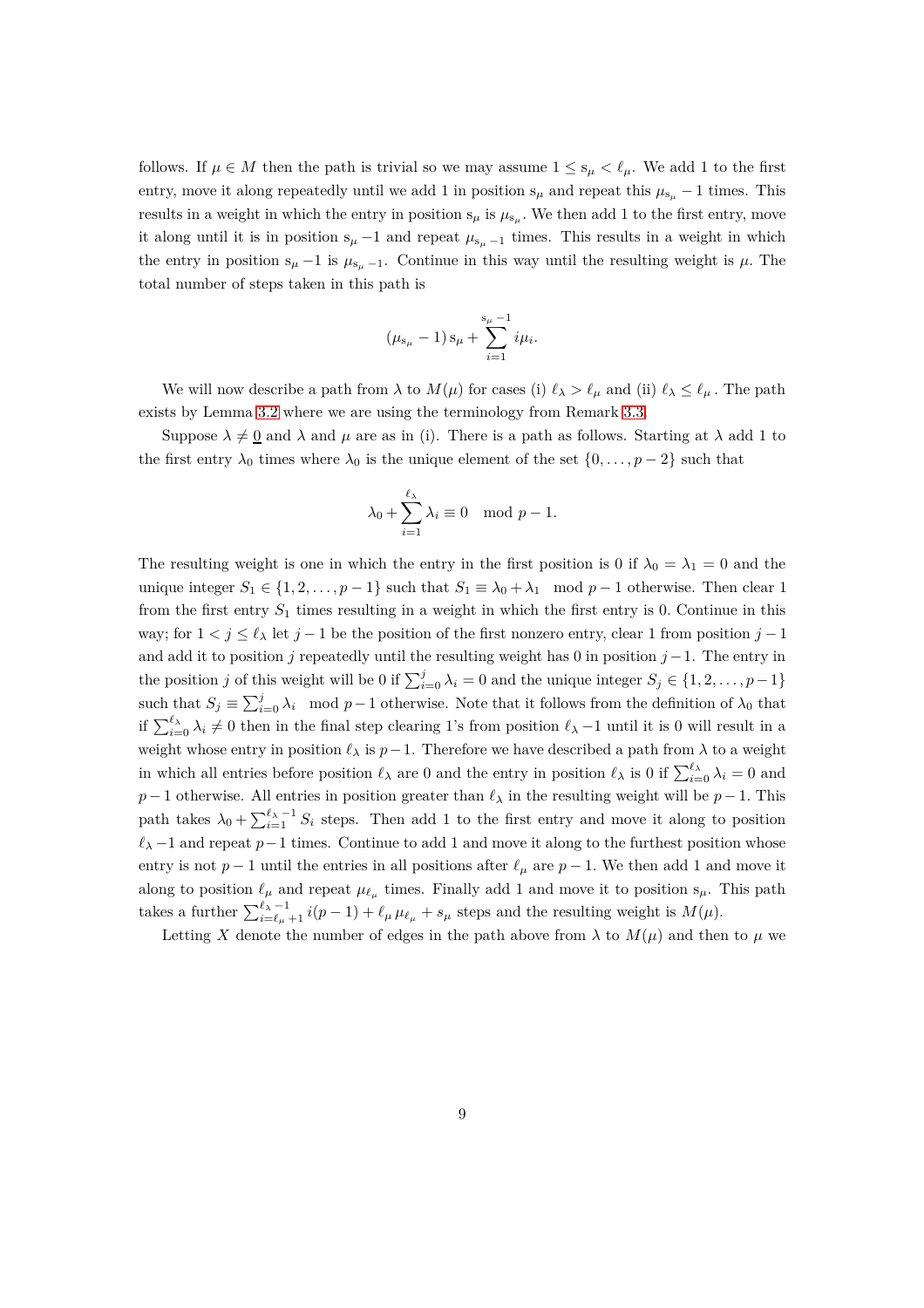follows. If $\mu \in M$ then the path is trivial so we may assume $1 \leq \mathrm{s}_\mu < \ell_\mu$. We add 1 to the first entry, move it along repeatedly until we add 1 in position $\mathrm{s}_\mu$ and repeat this $\mu_{\mathrm{s}_\mu} - 1$ times. This results in a weight in which the entry in position $\mathrm{s}_\mu$ is $\mu_{\mathrm{s}_\mu}$. We then add 1 to the first entry, move it along until it is in position $\mathrm{s}_\mu - 1$ and repeat $\mu_{\mathrm{s}_\mu - 1}$ times. This results in a weight in which the entry in position $\mathrm{s}_\mu - 1$ is $\mu_{\mathrm{s}_\mu - 1}$. Continue in this way until the resulting weight is $\mu$. The total number of steps taken in this path is

$$(\mu_{\mathrm{s}_\mu} - 1)\,\mathrm{s}_\mu + \sum_{i=1}^{\mathrm{s}_\mu - 1} i\mu_i.$$

We will now describe a path from $\lambda$ to $M(\mu)$ for cases (i) $\ell_\lambda > \ell_\mu$ and (ii) $\ell_\lambda \leq \ell_\mu$. The path exists by Lemma 3.2 where we are using the terminology from Remark 3.3.

Suppose $\lambda \neq \underline{0}$ and $\lambda$ and $\mu$ are as in (i). There is a path as follows. Starting at $\lambda$ add 1 to the first entry $\lambda_0$ times where $\lambda_0$ is the unique element of the set $\{0, \ldots, p-2\}$ such that

$$\lambda_0 + \sum_{i=1}^{\ell_\lambda} \lambda_i \equiv 0 \mod p-1.$$

The resulting weight is one in which the entry in the first position is 0 if $\lambda_0 = \lambda_1 = 0$ and the unique integer $S_1 \in \{1, 2, \ldots, p-1\}$ such that $S_1 \equiv \lambda_0 + \lambda_1 \mod p-1$ otherwise. Then clear 1 from the first entry $S_1$ times resulting in a weight in which the first entry is 0. Continue in this way; for $1 < j \leq \ell_\lambda$ let $j-1$ be the position of the first nonzero entry, clear 1 from position $j-1$ and add it to position $j$ repeatedly until the resulting weight has 0 in position $j-1$. The entry in the position $j$ of this weight will be 0 if $\sum_{i=0}^{j} \lambda_i = 0$ and the unique integer $S_j \in \{1, 2, \ldots, p-1\}$ such that $S_j \equiv \sum_{i=0}^{j} \lambda_i \mod p-1$ otherwise. Note that it follows from the definition of $\lambda_0$ that if $\sum_{i=0}^{\ell_\lambda} \lambda_i \neq 0$ then in the final step clearing 1's from position $\ell_\lambda - 1$ until it is 0 will result in a weight whose entry in position $\ell_\lambda$ is $p-1$. Therefore we have described a path from $\lambda$ to a weight in which all entries before position $\ell_\lambda$ are 0 and the entry in position $\ell_\lambda$ is 0 if $\sum_{i=0}^{\ell_\lambda} \lambda_i = 0$ and $p-1$ otherwise. All entries in position greater than $\ell_\lambda$ in the resulting weight will be $p-1$. This path takes $\lambda_0 + \sum_{i=1}^{\ell_\lambda - 1} S_i$ steps. Then add 1 to the first entry and move it along to position $\ell_\lambda - 1$ and repeat $p-1$ times. Continue to add 1 and move it along to the furthest position whose entry is not $p-1$ until the entries in all positions after $\ell_\mu$ are $p-1$. We then add 1 and move it along to position $\ell_\mu$ and repeat $\mu_{\ell_\mu}$ times. Finally add 1 and move it to position $\mathrm{s}_\mu$. This path takes a further $\sum_{i=\ell_\mu+1}^{\ell_\lambda - 1} i(p-1) + \ell_\mu \mu_{\ell_\mu} + s_\mu$ steps and the resulting weight is $M(\mu)$.

Letting $X$ denote the number of edges in the path above from $\lambda$ to $M(\mu)$ and then to $\mu$ we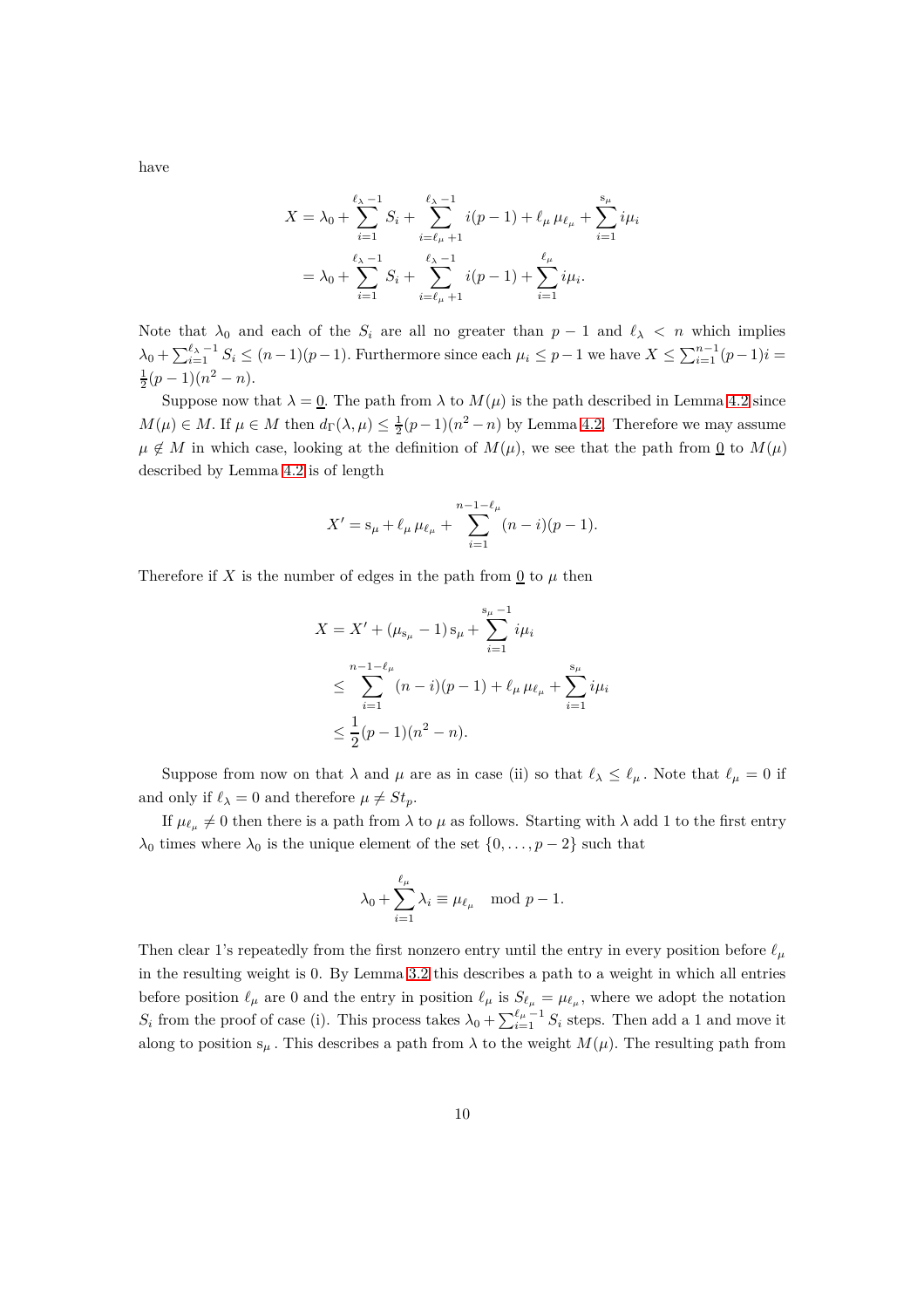have

$$
\begin{aligned}
X &= \lambda_0 + \sum_{i=1}^{\ell_\lambda - 1} S_i + \sum_{i=\ell_\mu+1}^{\ell_\lambda - 1} i(p-1) + \ell_\mu \, \mu_{\ell_\mu} + \sum_{i=1}^{\mathrm{s}_\mu} i\mu_i \\
&= \lambda_0 + \sum_{i=1}^{\ell_\lambda - 1} S_i + \sum_{i=\ell_\mu+1}^{\ell_\lambda - 1} i(p-1) + \sum_{i=1}^{\ell_\mu} i\mu_i.
\end{aligned}
$$

Note that $\lambda_0$ and each of the $S_i$ are all no greater than $p-1$ and $\ell_\lambda < n$ which implies $\lambda_0 + \sum_{i=1}^{\ell_\lambda - 1} S_i \le (n-1)(p-1)$. Furthermore since each $\mu_i \le p-1$ we have $X \le \sum_{i=1}^{n-1}(p-1)i = \frac{1}{2}(p-1)(n^2-n)$.

Suppose now that $\lambda = \underline{0}$. The path from $\lambda$ to $M(\mu)$ is the path described in Lemma 4.2 since $M(\mu) \in M$. If $\mu \in M$ then $d_\Gamma(\lambda, \mu) \le \frac{1}{2}(p-1)(n^2-n)$ by Lemma 4.2. Therefore we may assume $\mu \notin M$ in which case, looking at the definition of $M(\mu)$, we see that the path from $\underline{0}$ to $M(\mu)$ described by Lemma 4.2 is of length

$$
X' = \mathrm{s}_\mu + \ell_\mu \, \mu_{\ell_\mu} + \sum_{i=1}^{n-1-\ell_\mu} (n-i)(p-1).
$$

Therefore if $X$ is the number of edges in the path from $\underline{0}$ to $\mu$ then

$$
\begin{aligned}
X &= X' + (\mu_{\mathrm{s}_\mu} - 1)\,\mathrm{s}_\mu + \sum_{i=1}^{\mathrm{s}_\mu - 1} i\mu_i \\
&\le \sum_{i=1}^{n-1-\ell_\mu} (n-i)(p-1) + \ell_\mu \, \mu_{\ell_\mu} + \sum_{i=1}^{\mathrm{s}_\mu} i\mu_i \\
&\le \frac{1}{2}(p-1)(n^2-n).
\end{aligned}
$$

Suppose from now on that $\lambda$ and $\mu$ are as in case (ii) so that $\ell_\lambda \le \ell_\mu$. Note that $\ell_\mu = 0$ if and only if $\ell_\lambda = 0$ and therefore $\mu \ne St_p$.

If $\mu_{\ell_\mu} \ne 0$ then there is a path from $\lambda$ to $\mu$ as follows. Starting with $\lambda$ add 1 to the first entry $\lambda_0$ times where $\lambda_0$ is the unique element of the set $\{0, \dots, p-2\}$ such that

$$
\lambda_0 + \sum_{i=1}^{\ell_\mu} \lambda_i \equiv \mu_{\ell_\mu} \mod p-1.
$$

Then clear 1's repeatedly from the first nonzero entry until the entry in every position before $\ell_\mu$ in the resulting weight is 0. By Lemma 3.2 this describes a path to a weight in which all entries before position $\ell_\mu$ are 0 and the entry in position $\ell_\mu$ is $S_{\ell_\mu} = \mu_{\ell_\mu}$, where we adopt the notation $S_i$ from the proof of case (i). This process takes $\lambda_0 + \sum_{i=1}^{\ell_\mu - 1} S_i$ steps. Then add a 1 and move it along to position $\mathrm{s}_\mu$. This describes a path from $\lambda$ to the weight $M(\mu)$. The resulting path from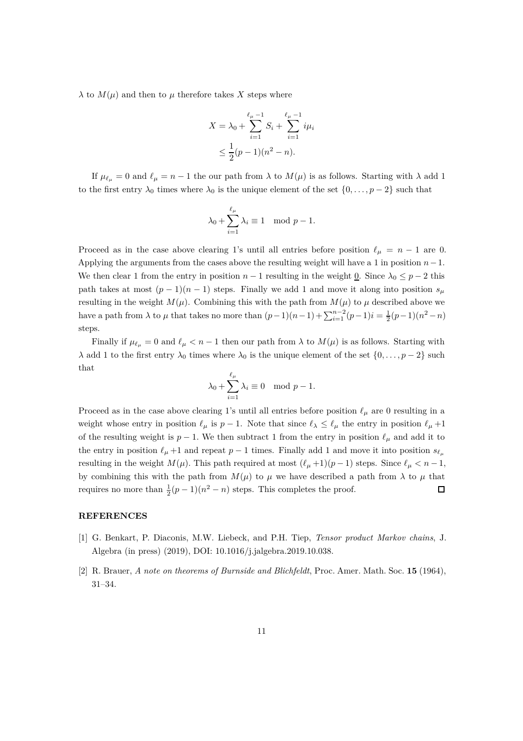$\lambda$ to $M(\mu)$ and then to $\mu$ therefore takes $X$ steps where

$$
\begin{aligned}
X &= \lambda_0 + \sum_{i=1}^{\ell_\mu - 1} S_i + \sum_{i=1}^{\ell_\mu - 1} i\mu_i \\
&\leq \frac{1}{2}(p-1)(n^2 - n).
\end{aligned}
$$

If $\mu_{\ell_\mu} = 0$ and $\ell_\mu = n-1$ the our path from $\lambda$ to $M(\mu)$ is as follows. Starting with $\lambda$ add 1 to the first entry $\lambda_0$ times where $\lambda_0$ is the unique element of the set $\{0, \dots, p-2\}$ such that

$$
\lambda_0 + \sum_{i=1}^{\ell_\mu} \lambda_i \equiv 1 \mod p-1.
$$

Proceed as in the case above clearing 1's until all entries before position $\ell_\mu = n-1$ are 0. Applying the arguments from the cases above the resulting weight will have a 1 in position $n-1$. We then clear 1 from the entry in position $n-1$ resulting in the weight $\underline{0}$. Since $\lambda_0 \leq p-2$ this path takes at most $(p-1)(n-1)$ steps. Finally we add 1 and move it along into position $s_\mu$ resulting in the weight $M(\mu)$. Combining this with the path from $M(\mu)$ to $\mu$ described above we have a path from $\lambda$ to $\mu$ that takes no more than $(p-1)(n-1) + \sum_{i=1}^{n-2}(p-1)i = \frac{1}{2}(p-1)(n^2-n)$ steps.

Finally if $\mu_{\ell_\mu} = 0$ and $\ell_\mu < n-1$ then our path from $\lambda$ to $M(\mu)$ is as follows. Starting with $\lambda$ add 1 to the first entry $\lambda_0$ times where $\lambda_0$ is the unique element of the set $\{0, \dots, p-2\}$ such that

$$
\lambda_0 + \sum_{i=1}^{\ell_\mu} \lambda_i \equiv 0 \mod p-1.
$$

Proceed as in the case above clearing 1's until all entries before position $\ell_\mu$ are 0 resulting in a weight whose entry in position $\ell_\mu$ is $p-1$. Note that since $\ell_\lambda \leq \ell_\mu$ the entry in position $\ell_\mu + 1$ of the resulting weight is $p-1$. We then subtract 1 from the entry in position $\ell_\mu$ and add it to the entry in position $\ell_\mu + 1$ and repeat $p-1$ times. Finally add 1 and move it into position $s_{\ell_\mu}$ resulting in the weight $M(\mu)$. This path required at most $(\ell_\mu + 1)(p-1)$ steps. Since $\ell_\mu < n-1$, by combining this with the path from $M(\mu)$ to $\mu$ we have described a path from $\lambda$ to $\mu$ that requires no more than $\frac{1}{2}(p-1)(n^2-n)$ steps. This completes the proof. □

## REFERENCES

[1] G. Benkart, P. Diaconis, M.W. Liebeck, and P.H. Tiep, *Tensor product Markov chains*, J. Algebra (in press) (2019), DOI: 10.1016/j.jalgebra.2019.10.038.

[2] R. Brauer, *A note on theorems of Burnside and Blichfeldt*, Proc. Amer. Math. Soc. **15** (1964), 31–34.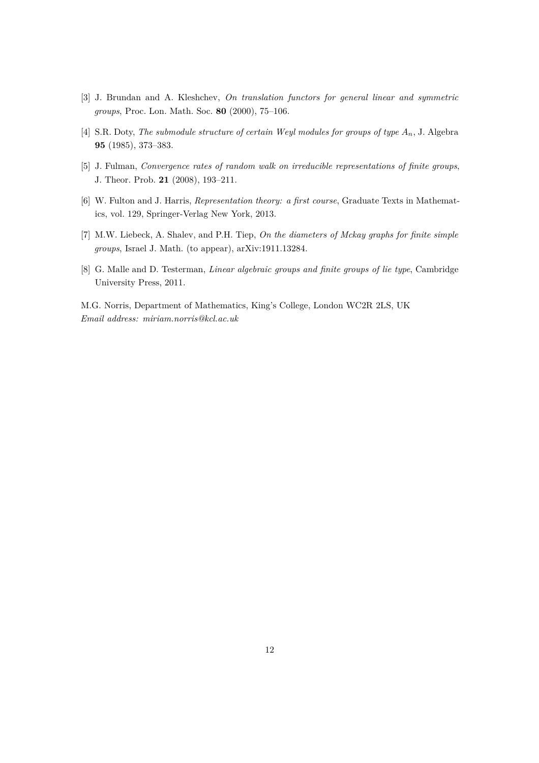[3] J. Brundan and A. Kleshchev, *On translation functors for general linear and symmetric groups*, Proc. Lon. Math. Soc. **80** (2000), 75–106.

[4] S.R. Doty, *The submodule structure of certain Weyl modules for groups of type $A_n$*, J. Algebra **95** (1985), 373–383.

[5] J. Fulman, *Convergence rates of random walk on irreducible representations of finite groups*, J. Theor. Prob. **21** (2008), 193–211.

[6] W. Fulton and J. Harris, *Representation theory: a first course*, Graduate Texts in Mathematics, vol. 129, Springer-Verlag New York, 2013.

[7] M.W. Liebeck, A. Shalev, and P.H. Tiep, *On the diameters of Mckay graphs for finite simple groups*, Israel J. Math. (to appear), arXiv:1911.13284.

[8] G. Malle and D. Testerman, *Linear algebraic groups and finite groups of lie type*, Cambridge University Press, 2011.

M.G. Norris, Department of Mathematics, King's College, London WC2R 2LS, UK
*Email address: miriam.norris@kcl.ac.uk*